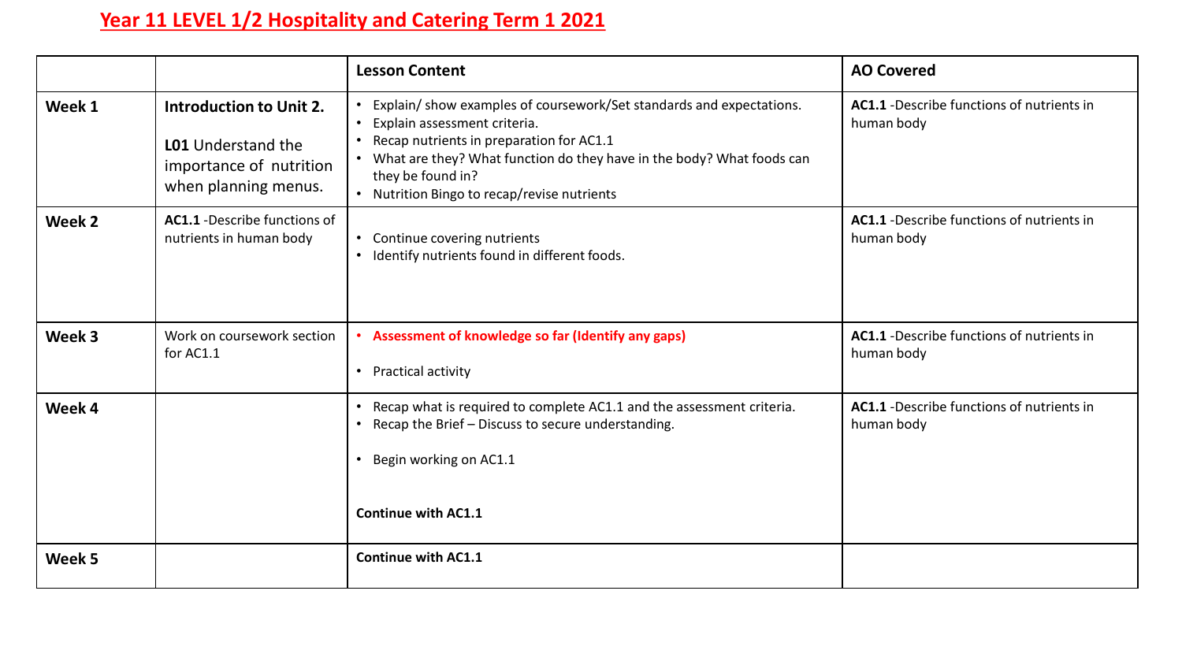# Year 11 LEVEL 1/2 Hospitality and Catering Term 1 2021

| | | Lesson Content | AO Covered |
|---|---|---|---|
| **Week 1** | **Introduction to Unit 2.**<br><br>**L01** Understand the importance of nutrition when planning menus. | • Explain/ show examples of coursework/Set standards and expectations.<br>• Explain assessment criteria.<br>• Recap nutrients in preparation for AC1.1<br>• What are they? What function do they have in the body? What foods can they be found in?<br>• Nutrition Bingo to recap/revise nutrients | **AC1.1** -Describe functions of nutrients in human body |
| **Week 2** | **AC1.1** -Describe functions of nutrients in human body | • Continue covering nutrients<br>• Identify nutrients found in different foods. | **AC1.1** -Describe functions of nutrients in human body |
| **Week 3** | Work on coursework section for AC1.1 | • **Assessment of knowledge so far (Identify any gaps)**<br><br>• Practical activity | **AC1.1** -Describe functions of nutrients in human body |
| **Week 4** | | • Recap what is required to complete AC1.1 and the assessment criteria.<br>• Recap the Brief – Discuss to secure understanding.<br><br>• Begin working on AC1.1<br><br>**Continue with AC1.1** | **AC1.1** -Describe functions of nutrients in human body |
| **Week 5** | | **Continue with AC1.1** | |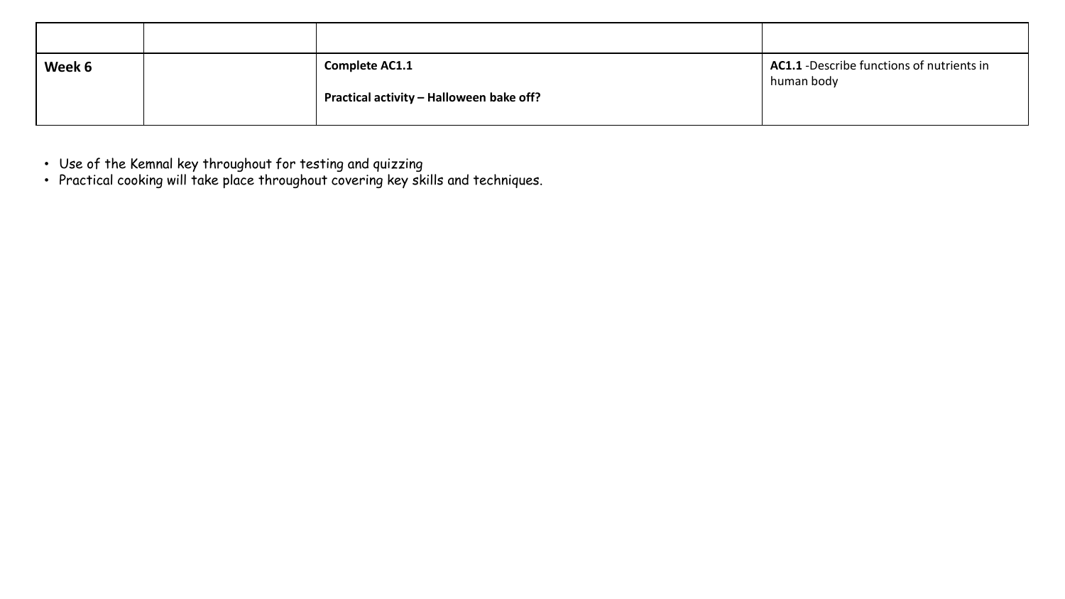| | | | |
|---|---|---|---|
| **Week 6** | | **Complete AC1.1**<br><br>**Practical activity – Halloween bake off?** | **AC1.1** -Describe functions of nutrients in human body |

- Use of the Kemnal key throughout for testing and quizzing
- Practical cooking will take place throughout covering key skills and techniques.